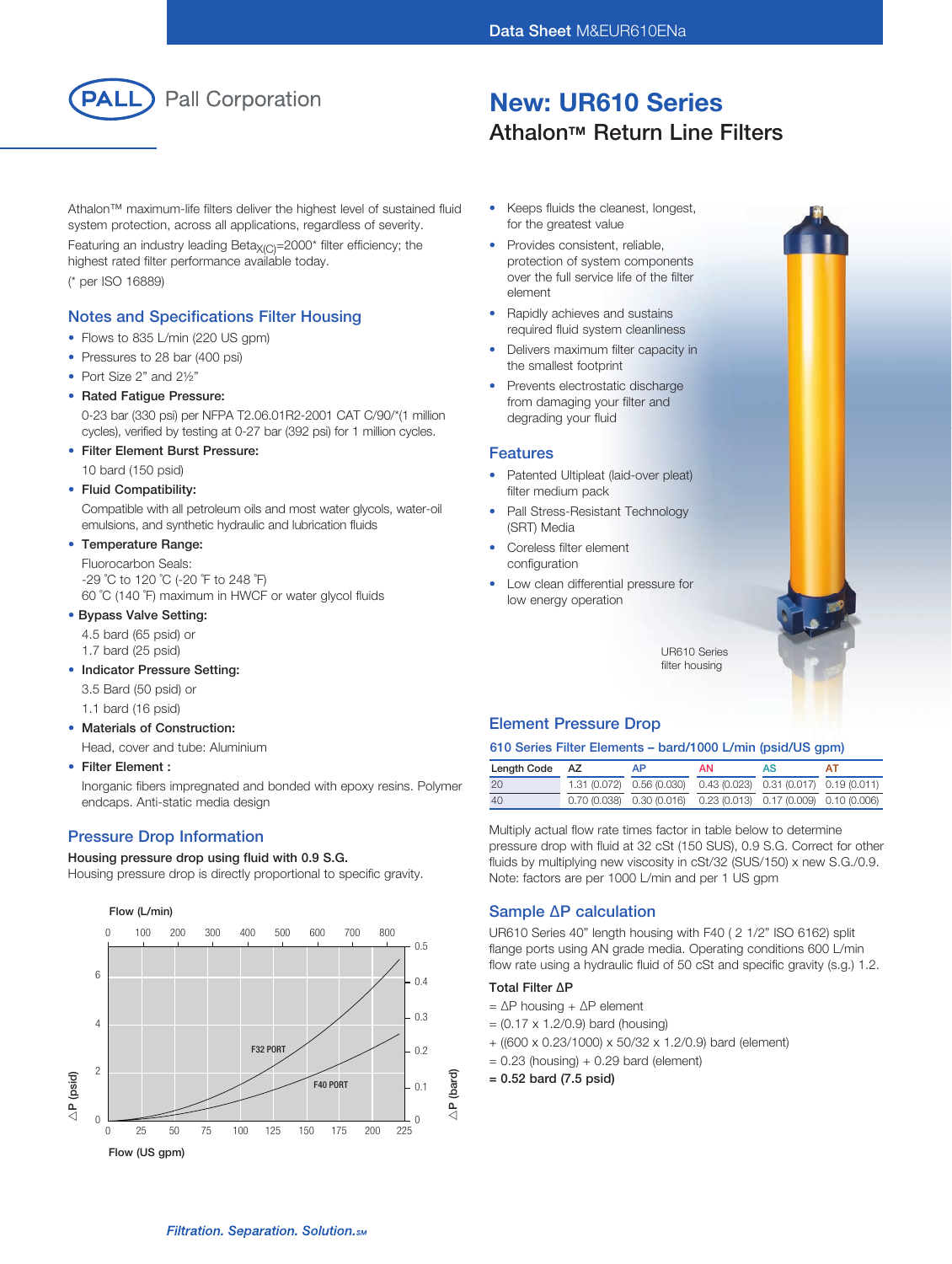Data Sheet M&EUR610ENa

Pall Corporation

# New: UR610 Series
## Athalon™ Return Line Filters

Athalon™ maximum-life filters deliver the highest level of sustained fluid system protection, across all applications, regardless of severity.

Featuring an industry leading $\text{Beta}_{X(C)}$=2000* filter efficiency; the highest rated filter performance available today.

(* per ISO 16889)

### Notes and Specifications Filter Housing

- Flows to 835 L/min (220 US gpm)
- Pressures to 28 bar (400 psi)
- Port Size 2" and 2½"
- **Rated Fatigue Pressure:**
  0-23 bar (330 psi) per NFPA T2.06.01R2-2001 CAT C/90/*(1 million cycles), verified by testing at 0-27 bar (392 psi) for 1 million cycles.
- **Filter Element Burst Pressure:**
  10 bard (150 psid)
- **Fluid Compatibility:**
  Compatible with all petroleum oils and most water glycols, water-oil emulsions, and synthetic hydraulic and lubrication fluids
- **Temperature Range:**
  Fluorocarbon Seals:
  -29 ˚C to 120 ˚C (-20 ˚F to 248 ˚F)
  60 ˚C (140 ˚F) maximum in HWCF or water glycol fluids
- **Bypass Valve Setting:**
  4.5 bard (65 psid) or
  1.7 bard (25 psid)
- **Indicator Pressure Setting:**
  3.5 Bard (50 psid) or
  1.1 bard (16 psid)
- **Materials of Construction:**
  Head, cover and tube: Aluminium
- **Filter Element :**
  Inorganic fibers impregnated and bonded with epoxy resins. Polymer endcaps. Anti-static media design

### Pressure Drop Information

**Housing pressure drop using fluid with 0.9 S.G.**
Housing pressure drop is directly proportional to specific gravity.

Flow (L/min): 0, 100, 200, 300, 400, 500, 600, 700, 800

ΔP (psid): 0, 2, 4, 6 — ΔP (bard): 0, 0.1, 0.2, 0.3, 0.4, 0.5

Curves: F32 PORT, F40 PORT

Flow (US gpm): 0, 25, 50, 75, 100, 125, 150, 175, 200, 225

- Keeps fluids the cleanest, longest, for the greatest value
- Provides consistent, reliable, protection of system components over the full service life of the filter element
- Rapidly achieves and sustains required fluid system cleanliness
- Delivers maximum filter capacity in the smallest footprint
- Prevents electrostatic discharge from damaging your filter and degrading your fluid

### Features

- Patented Ultipleat (laid-over pleat) filter medium pack
- Pall Stress-Resistant Technology (SRT) Media
- Coreless filter element configuration
- Low clean differential pressure for low energy operation

UR610 Series filter housing

### Element Pressure Drop

**610 Series Filter Elements – bard/1000 L/min (psid/US gpm)**

| Length Code | AZ | AP | AN | AS | AT |
|---|---|---|---|---|---|
| 20 | 1.31 (0.072) | 0.56 (0.030) | 0.43 (0.023) | 0.31 (0.017) | 0.19 (0.011) |
| 40 | 0.70 (0.038) | 0.30 (0.016) | 0.23 (0.013) | 0.17 (0.009) | 0.10 (0.006) |

Multiply actual flow rate times factor in table below to determine pressure drop with fluid at 32 cSt (150 SUS), 0.9 S.G. Correct for other fluids by multiplying new viscosity in cSt/32 (SUS/150) x new S.G./0.9. Note: factors are per 1000 L/min and per 1 US gpm

### Sample ΔP calculation

UR610 Series 40" length housing with F40 ( 2 1/2" ISO 6162) split flange ports using AN grade media. Operating conditions 600 L/min flow rate using a hydraulic fluid of 50 cSt and specific gravity (s.g.) 1.2.

**Total Filter ΔP**

= ΔP housing + ΔP element
= (0.17 x 1.2/0.9) bard (housing)
+ ((600 x 0.23/1000) x 50/32 x 1.2/0.9) bard (element)
= 0.23 (housing) + 0.29 bard (element)
**= 0.52 bard (7.5 psid)**

*Filtration. Separation. Solution.SM*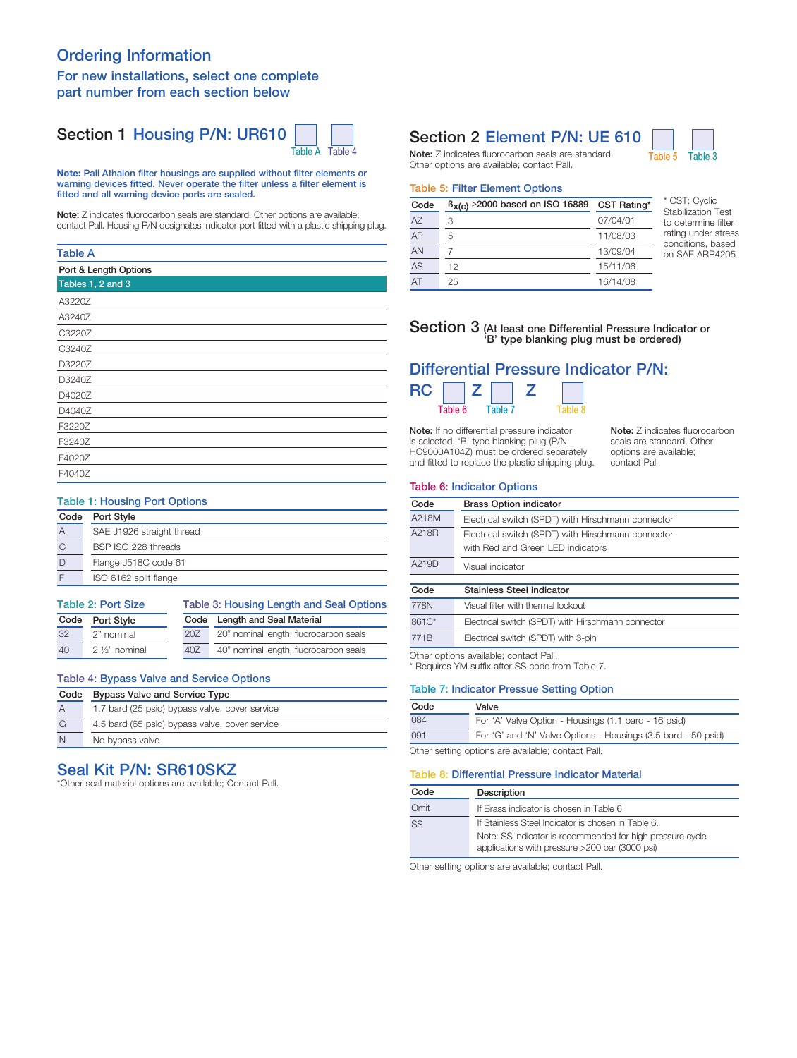# Ordering Information

## For new installations, select one complete part number from each section below

## Section 1 Housing P/N: UR610 [Table A] [Table 4]

**Note: Pall Athalon filter housings are supplied without filter elements or warning devices fitted. Never operate the filter unless a filter element is fitted and all warning device ports are sealed.**

**Note:** Z indicates fluorocarbon seals are standard. Other options are available; contact Pall. Housing P/N designates indicator port fitted with a plastic shipping plug.

### Table A

| Port & Length Options |
|---|
| Tables 1, 2 and 3 |
| A3220Z |
| A3240Z |
| C3220Z |
| C3240Z |
| D3220Z |
| D3240Z |
| D4020Z |
| D4040Z |
| F3220Z |
| F3240Z |
| F4020Z |
| F4040Z |

### Table 1: Housing Port Options

| Code | Port Style |
|---|---|
| A | SAE J1926 straight thread |
| C | BSP ISO 228 threads |
| D | Flange J518C code 61 |
| F | ISO 6162 split flange |

### Table 2: Port Size

| Code | Port Style |
|---|---|
| 32 | 2" nominal |
| 40 | 2 ½" nominal |

### Table 3: Housing Length and Seal Options

| Code | Length and Seal Material |
|---|---|
| 20Z | 20" nominal length, fluorocarbon seals |
| 40Z | 40" nominal length, fluorocarbon seals |

### Table 4: Bypass Valve and Service Options

| Code | Bypass Valve and Service Type |
|---|---|
| A | 1.7 bard (25 psid) bypass valve, cover service |
| G | 4.5 bard (65 psid) bypass valve, cover service |
| N | No bypass valve |

## Seal Kit P/N: SR610SKZ

*Other seal material options are available; Contact Pall.

## Section 2 Element P/N: UE 610 [Table 5] [Table 3]

**Note:** Z indicates fluorocarbon seals are standard. Other options are available; contact Pall.

### Table 5: Filter Element Options

| Code | $\beta_{x(c)}$ ≥2000 based on ISO 16889 | CST Rating* |
|---|---|---|
| AZ | 3 | 07/04/01 |
| AP | 5 | 11/08/03 |
| AN | 7 | 13/09/04 |
| AS | 12 | 15/11/06 |
| AT | 25 | 16/14/08 |

* CST: Cyclic Stabilization Test to determine filter rating under stress conditions, based on SAE ARP4205

## Section 3 (At least one Differential Pressure Indicator or 'B' type blanking plug must be ordered)

## Differential Pressure Indicator P/N:

RC [Table 6] Z [Table 7] Z [Table 8]

**Note:** If no differential pressure indicator is selected, 'B' type blanking plug (P/N HC9000A104Z) must be ordered separately and fitted to replace the plastic shipping plug.

**Note:** Z indicates fluorocarbon seals are standard. Other options are available; contact Pall.

### Table 6: Indicator Options

| Code | Brass Option indicator |
|---|---|
| A218M | Electrical switch (SPDT) with Hirschmann connector |
| A218R | Electrical switch (SPDT) with Hirschmann connector with Red and Green LED indicators |
| A219D | Visual indicator |

| Code | Stainless Steel indicator |
|---|---|
| 778N | Visual filter with thermal lockout |
| 861C* | Electrical switch (SPDT) with Hirschmann connector |
| 771B | Electrical switch (SPDT) with 3-pin |

Other options available; contact Pall.
* Requires YM suffix after SS code from Table 7.

### Table 7: Indicator Pressue Setting Option

| Code | Valve |
|---|---|
| 084 | For 'A' Valve Option - Housings (1.1 bard - 16 psid) |
| 091 | For 'G' and 'N' Valve Options - Housings (3.5 bard - 50 psid) |

Other setting options are available; contact Pall.

### Table 8: Differential Pressure Indicator Material

| Code | Description |
|---|---|
| Omit | If Brass indicator is chosen in Table 6 |
| SS | If Stainless Steel Indicator is chosen in Table 6. Note: SS indicator is recommended for high pressure cycle applications with pressure >200 bar (3000 psi) |

Other setting options are available; contact Pall.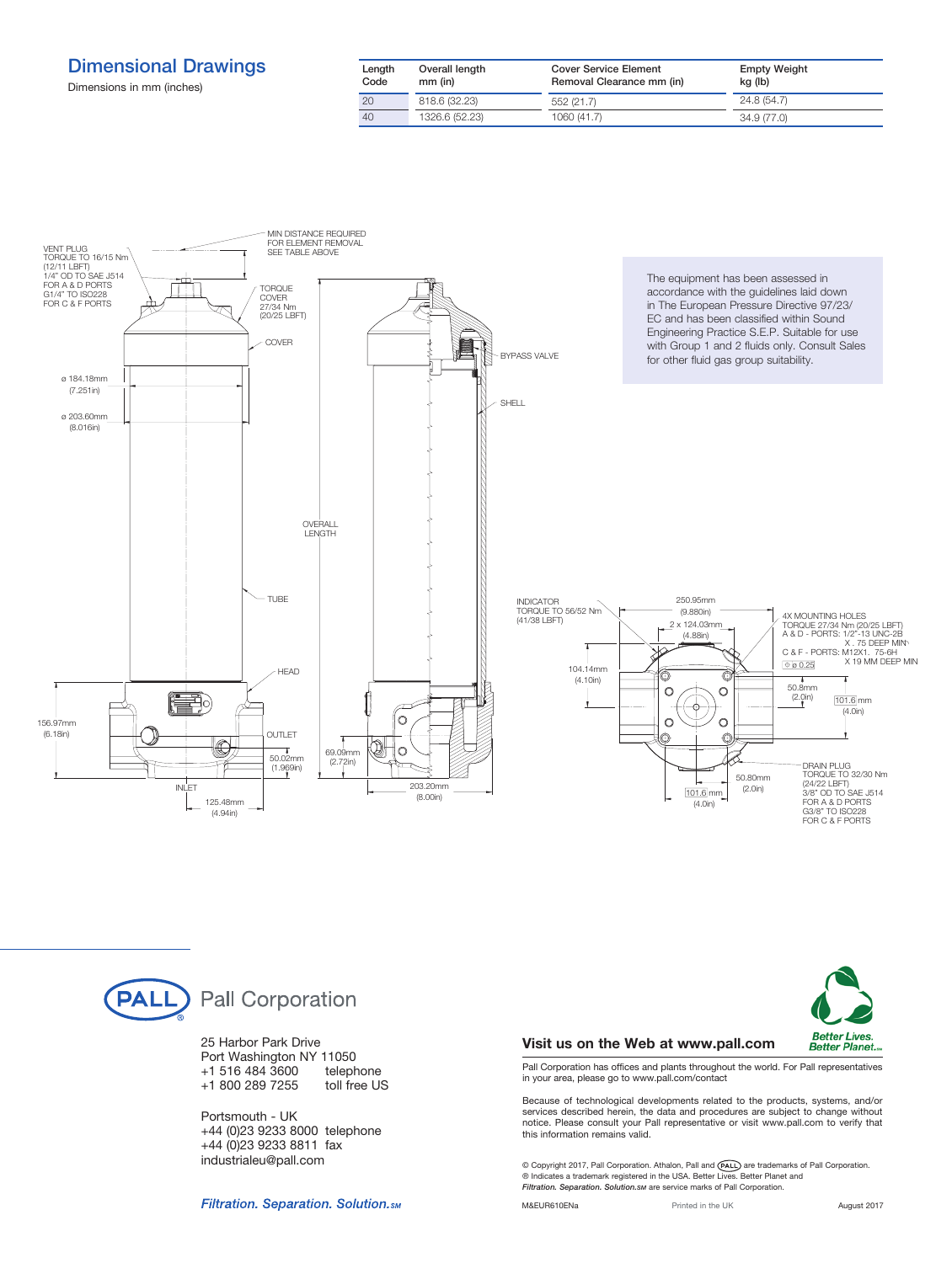## Dimensional Drawings

Dimensions in mm (inches)

| Length Code | Overall length mm (in) | Cover Service Element Removal Clearance mm (in) | Empty Weight kg (lb) |
|---|---|---|---|
| 20 | 818.6 (32.23) | 552 (21.7) | 24.8 (54.7) |
| 40 | 1326.6 (52.23) | 1060 (41.7) | 34.9 (77.0) |

VENT PLUG
TORQUE TO 16/15 Nm
(12/11 LBFT)
1/4" OD TO SAE J514
FOR A & D PORTS
G1/4" TO ISO228
FOR C & F PORTS

MIN DISTANCE REQUIRED
FOR ELEMENT REMOVAL
SEE TABLE ABOVE

TORQUE
COVER
27/34 Nm
(20/25 LBFT)

COVER

ø 184.18mm
(7.251in)

ø 203.60mm
(8.016in)

BYPASS VALVE

SHELL

OVERALL
LENGTH

TUBE

HEAD

156.97mm
(6.18in)

OUTLET

50.02mm
(1.969in)

69.09mm
(2.72in)

INLET

125.48mm
(4.94in)

203.20mm
(8.00in)

The equipment has been assessed in accordance with the guidelines laid down in The European Pressure Directive 97/23/EC and has been classified within Sound Engineering Practice S.E.P. Suitable for use with Group 1 and 2 fluids only. Consult Sales for other fluid gas group suitability.

INDICATOR
TORQUE TO 56/52 Nm
(41/38 LBFT)

250.95mm
(9.880in)

2 x 124.03mm
(4.88in)

4X MOUNTING HOLES
TORQUE 27/34 Nm (20/25 LBFT)
A & D - PORTS: 1/2"-13 UNC-2B
X .75 DEEP MIN
C & F - PORTS: M12X1. 75-6H
X 19 MM DEEP MIN
⌖ ø 0.25

104.14mm
(4.10in)

50.8mm
(2.0in)

101.6 mm
(4.0in)

50.80mm
(2.0in)

101.6 mm
(4.0in)

DRAIN PLUG
TORQUE TO 32/30 Nm
(24/22 LBFT)
3/8" OD TO SAE J514
FOR A & D PORTS
G3/8" TO ISO228
FOR C & F PORTS

**PALL** Pall Corporation

25 Harbor Park Drive
Port Washington NY 11050
+1 516 484 3600 telephone
+1 800 289 7255 toll free US

Portsmouth - UK
+44 (0)23 9233 8000 telephone
+44 (0)23 9233 8811 fax
industrialeu@pall.com

*Filtration. Separation. Solution.SM*

**Visit us on the Web at www.pall.com**

*Better Lives. Better Planet.SM*

Pall Corporation has offices and plants throughout the world. For Pall representatives in your area, please go to www.pall.com/contact

Because of technological developments related to the products, systems, and/or services described herein, the data and procedures are subject to change without notice. Please consult your Pall representative or visit www.pall.com to verify that this information remains valid.

© Copyright 2017, Pall Corporation. Athalon, Pall and (PALL) are trademarks of Pall Corporation. ® Indicates a trademark registered in the USA. Better Lives. Better Planet and *Filtration. Separation. Solution.SM* are service marks of Pall Corporation.

M&EUR610ENa Printed in the UK August 2017